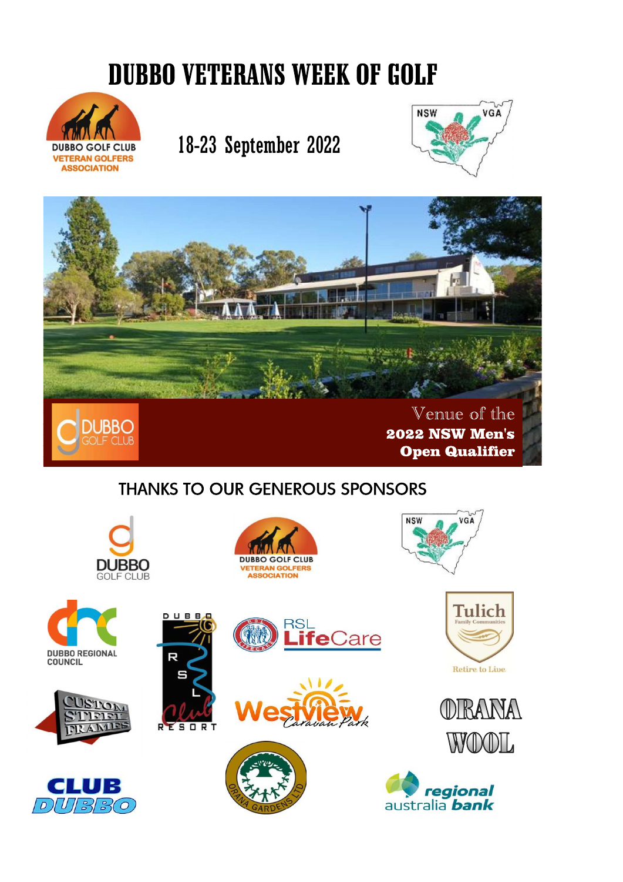# DUBBO VETERANS WEEK OF GOLF

DUBBO GOLF CLUB VETERAN GOLFERS ASSOCIATION

18-23 September 2022

NSW VGA

DUBBO GOLF CLUB

Venue of the
**2022 NSW Men's Open Qualifier**

## THANKS TO OUR GENEROUS SPONSORS

DUBBO GOLF CLUB

DUBBO GOLF CLUB VETERAN GOLFERS ASSOCIATION

NSW VGA

DUBBO REGIONAL COUNCIL

DUBBO RSL Club RESORT

RSL LifeCare

Tulich Family Communities — Retire to Live

CUSTOM STEEL FRAMES

Westview Caravan Park

ORANA WOOL

CLUB DUBBO

ORANA GARDENS LTD

regional australia bank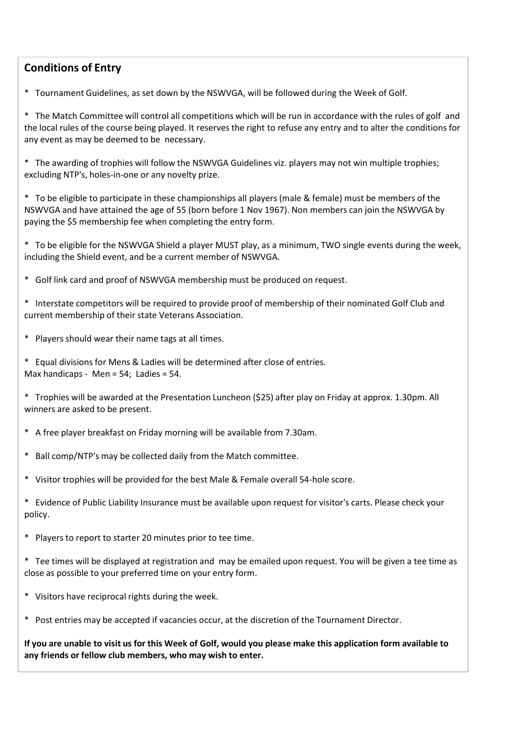## Conditions of Entry

* Tournament Guidelines, as set down by the NSWVGA, will be followed during the Week of Golf.

* The Match Committee will control all competitions which will be run in accordance with the rules of golf and the local rules of the course being played. It reserves the right to refuse any entry and to alter the conditions for any event as may be deemed to be necessary.

* The awarding of trophies will follow the NSWVGA Guidelines viz. players may not win multiple trophies; excluding NTP's, holes-in-one or any novelty prize.

* To be eligible to participate in these championships all players (male & female) must be members of the NSWVGA and have attained the age of 55 (born before 1 Nov 1967). Non members can join the NSWVGA by paying the $5 membership fee when completing the entry form.

* To be eligible for the NSWVGA Shield a player MUST play, as a minimum, TWO single events during the week, including the Shield event, and be a current member of NSWVGA.

* Golf link card and proof of NSWVGA membership must be produced on request.

* Interstate competitors will be required to provide proof of membership of their nominated Golf Club and current membership of their state Veterans Association.

* Players should wear their name tags at all times.

* Equal divisions for Mens & Ladies will be determined after close of entries.
Max handicaps - Men = 54; Ladies = 54.

* Trophies will be awarded at the Presentation Luncheon ($25) after play on Friday at approx. 1.30pm. All winners are asked to be present.

* A free player breakfast on Friday morning will be available from 7.30am.

* Ball comp/NTP's may be collected daily from the Match committee.

* Visitor trophies will be provided for the best Male & Female overall 54-hole score.

* Evidence of Public Liability Insurance must be available upon request for visitor's carts. Please check your policy.

* Players to report to starter 20 minutes prior to tee time.

* Tee times will be displayed at registration and may be emailed upon request. You will be given a tee time as close as possible to your preferred time on your entry form.

* Visitors have reciprocal rights during the week.

* Post entries may be accepted if vacancies occur, at the discretion of the Tournament Director.

**If you are unable to visit us for this Week of Golf, would you please make this application form available to any friends or fellow club members, who may wish to enter.**